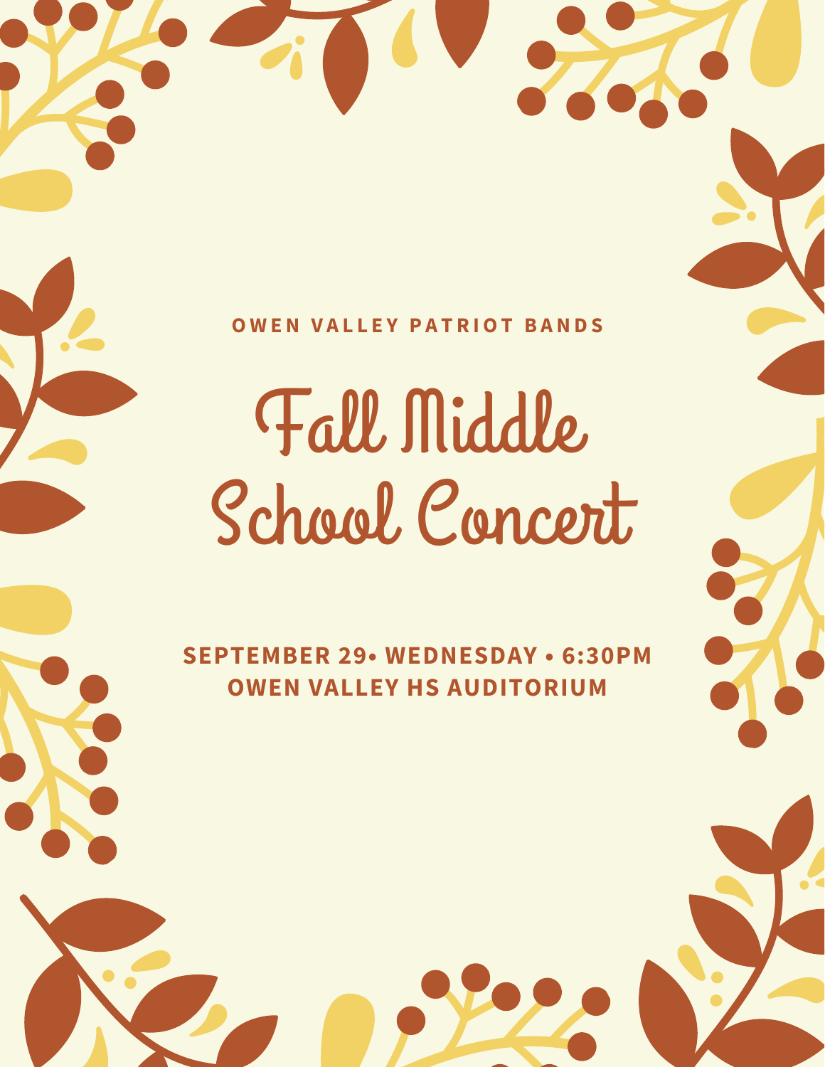OWEN VALLEY PATRIOT BANDS

# Fall Middle School Concert

**SEPTEMBER 29• WEDNESDAY • 6:30PM**
**OWEN VALLEY HS AUDITORIUM**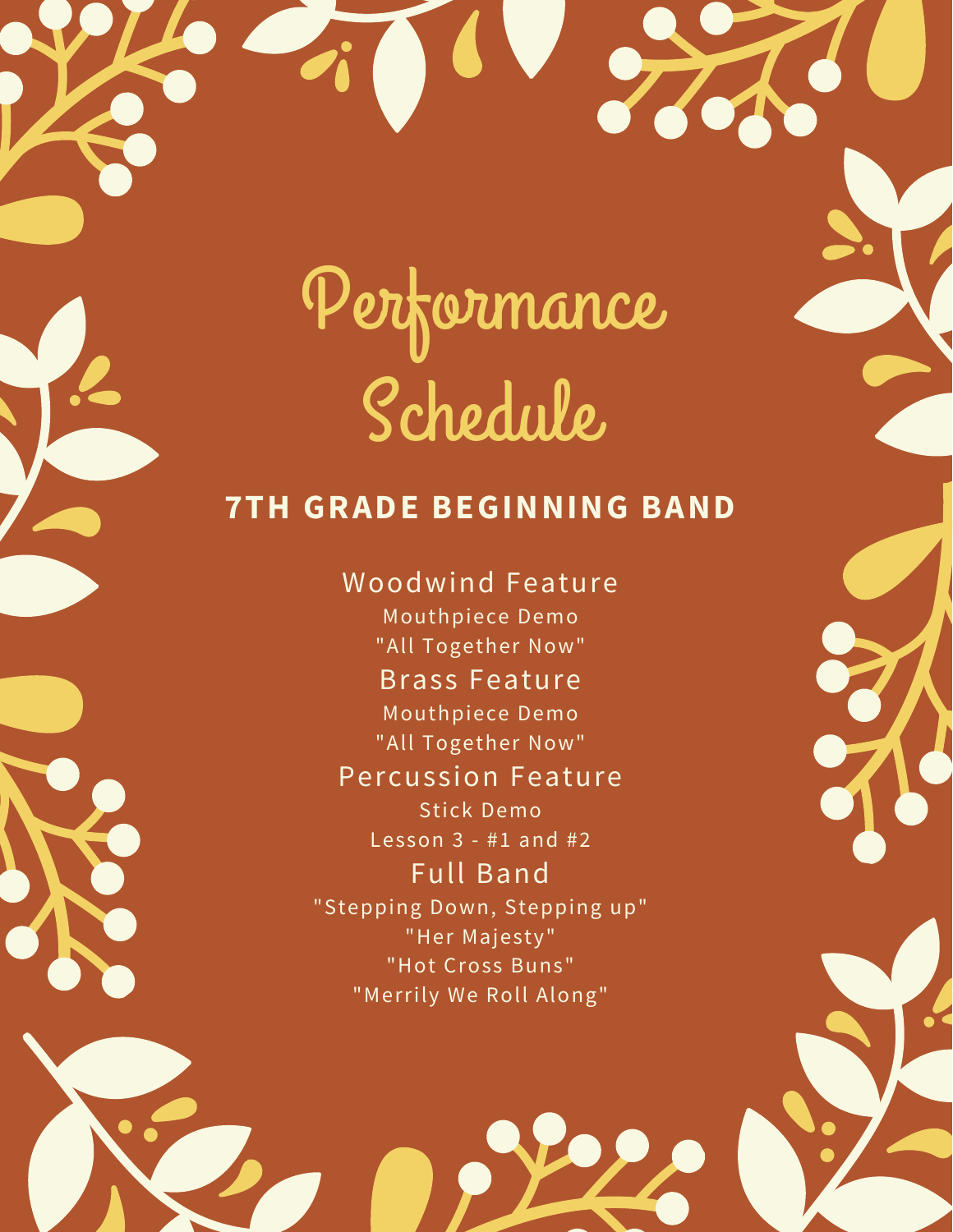# Performance Schedule

## 7TH GRADE BEGINNING BAND

### Woodwind Feature

Mouthpiece Demo

"All Together Now"

### Brass Feature

Mouthpiece Demo

"All Together Now"

### Percussion Feature

Stick Demo

Lesson 3 - #1 and #2

### Full Band

"Stepping Down, Stepping up"

"Her Majesty"

"Hot Cross Buns"

"Merrily We Roll Along"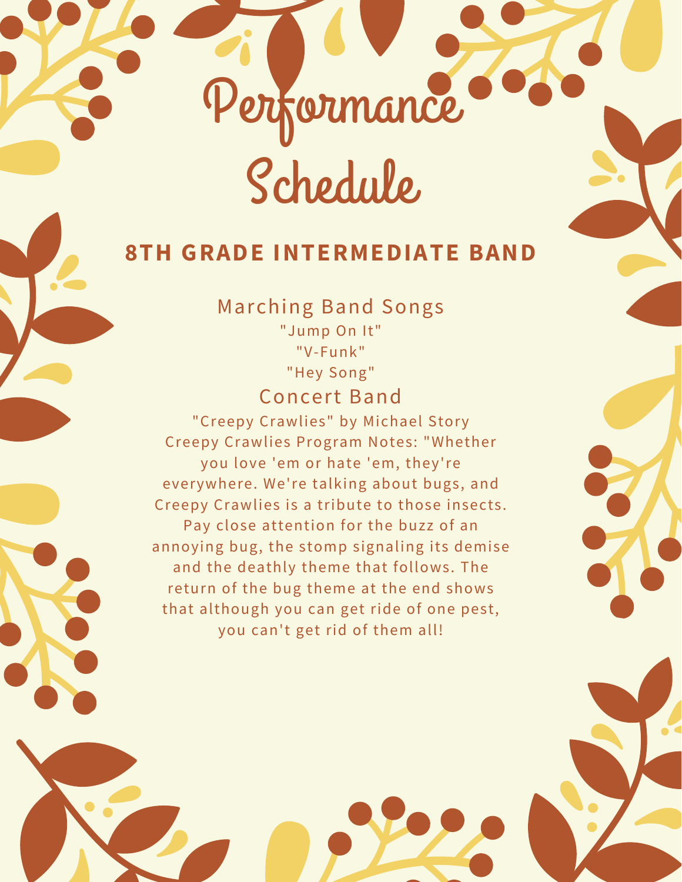# Performance Schedule

## 8TH GRADE INTERMEDIATE BAND

### Marching Band Songs

"Jump On It"

"V-Funk"

"Hey Song"

### Concert Band

"Creepy Crawlies" by Michael Story

Creepy Crawlies Program Notes: "Whether you love 'em or hate 'em, they're everywhere. We're talking about bugs, and Creepy Crawlies is a tribute to those insects. Pay close attention for the buzz of an annoying bug, the stomp signaling its demise and the deathly theme that follows. The return of the bug theme at the end shows that although you can get ride of one pest, you can't get rid of them all!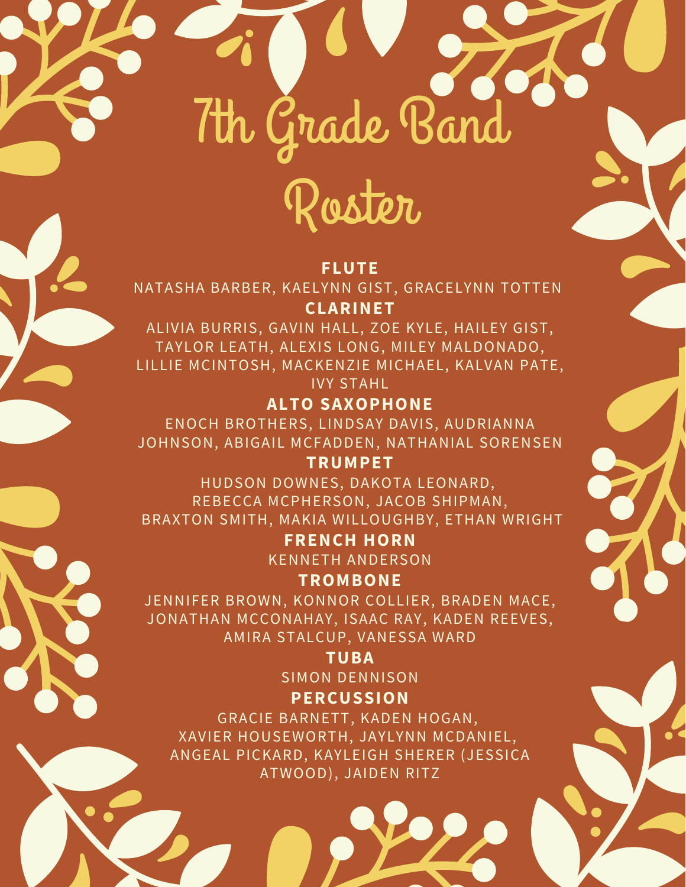# 7th Grade Band Roster

**FLUTE**

NATASHA BARBER, KAELYNN GIST, GRACELYNN TOTTEN

**CLARINET**

ALIVIA BURRIS, GAVIN HALL, ZOE KYLE, HAILEY GIST, TAYLOR LEATH, ALEXIS LONG, MILEY MALDONADO, LILLIE MCINTOSH, MACKENZIE MICHAEL, KALVAN PATE, IVY STAHL

**ALTO SAXOPHONE**

ENOCH BROTHERS, LINDSAY DAVIS, AUDRIANNA JOHNSON, ABIGAIL MCFADDEN, NATHANIAL SORENSEN

**TRUMPET**

HUDSON DOWNES, DAKOTA LEONARD, REBECCA MCPHERSON, JACOB SHIPMAN, BRAXTON SMITH, MAKIA WILLOUGHBY, ETHAN WRIGHT

**FRENCH HORN**

KENNETH ANDERSON

**TROMBONE**

JENNIFER BROWN, KONNOR COLLIER, BRADEN MACE, JONATHAN MCCONAHAY, ISAAC RAY, KADEN REEVES, AMIRA STALCUP, VANESSA WARD

**TUBA**

SIMON DENNISON

**PERCUSSION**

GRACIE BARNETT, KADEN HOGAN, XAVIER HOUSEWORTH, JAYLYNN MCDANIEL, ANGEAL PICKARD, KAYLEIGH SHERER (JESSICA ATWOOD), JAIDEN RITZ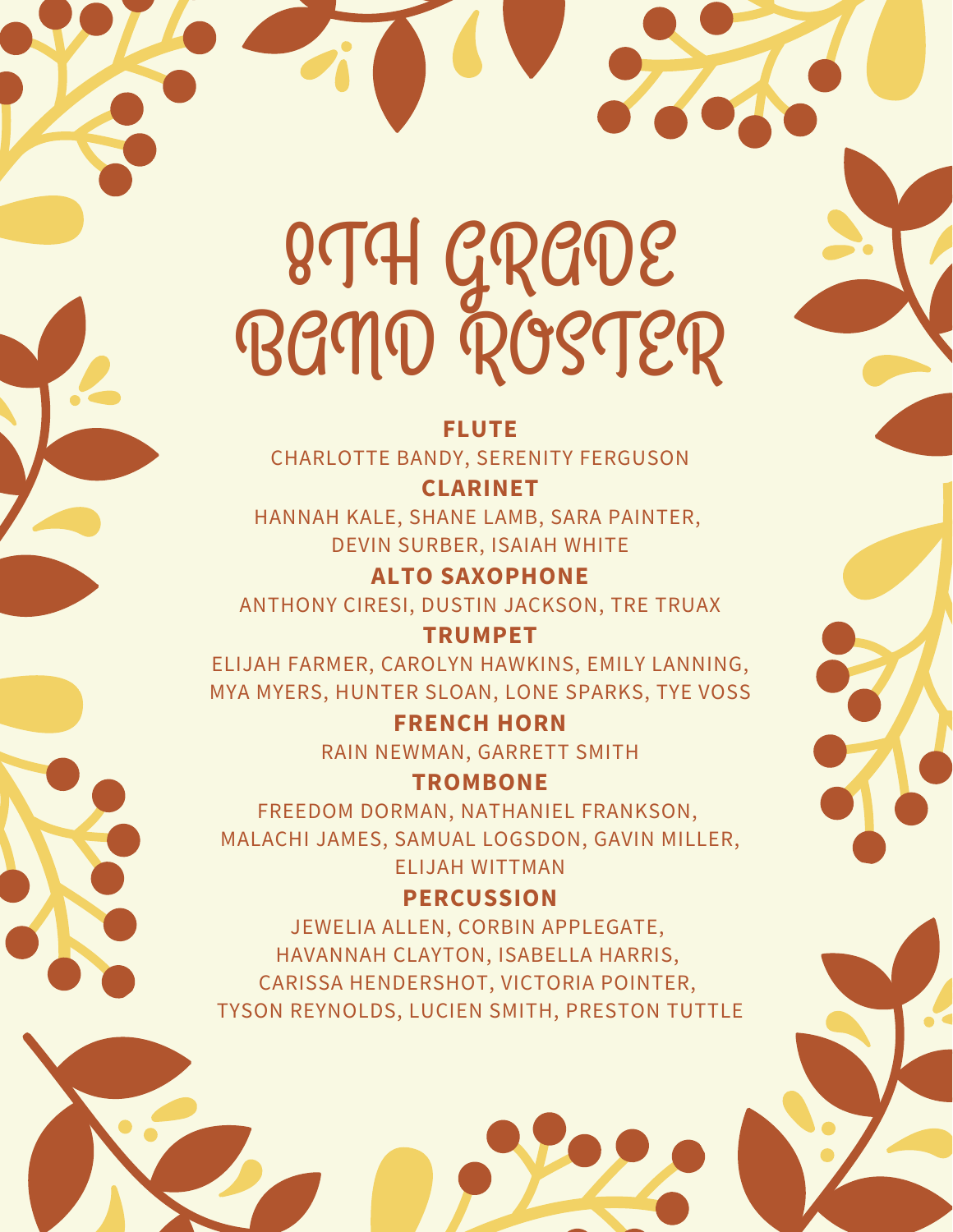# 8TH GRADE BAND ROSTER

**FLUTE**

CHARLOTTE BANDY, SERENITY FERGUSON

**CLARINET**

HANNAH KALE, SHANE LAMB, SARA PAINTER, DEVIN SURBER, ISAIAH WHITE

**ALTO SAXOPHONE**

ANTHONY CIRESI, DUSTIN JACKSON, TRE TRUAX

**TRUMPET**

ELIJAH FARMER, CAROLYN HAWKINS, EMILY LANNING, MYA MYERS, HUNTER SLOAN, LONE SPARKS, TYE VOSS

**FRENCH HORN**

RAIN NEWMAN, GARRETT SMITH

**TROMBONE**

FREEDOM DORMAN, NATHANIEL FRANKSON, MALACHI JAMES, SAMUAL LOGSDON, GAVIN MILLER, ELIJAH WITTMAN

**PERCUSSION**

JEWELIA ALLEN, CORBIN APPLEGATE, HAVANNAH CLAYTON, ISABELLA HARRIS, CARISSA HENDERSHOT, VICTORIA POINTER, TYSON REYNOLDS, LUCIEN SMITH, PRESTON TUTTLE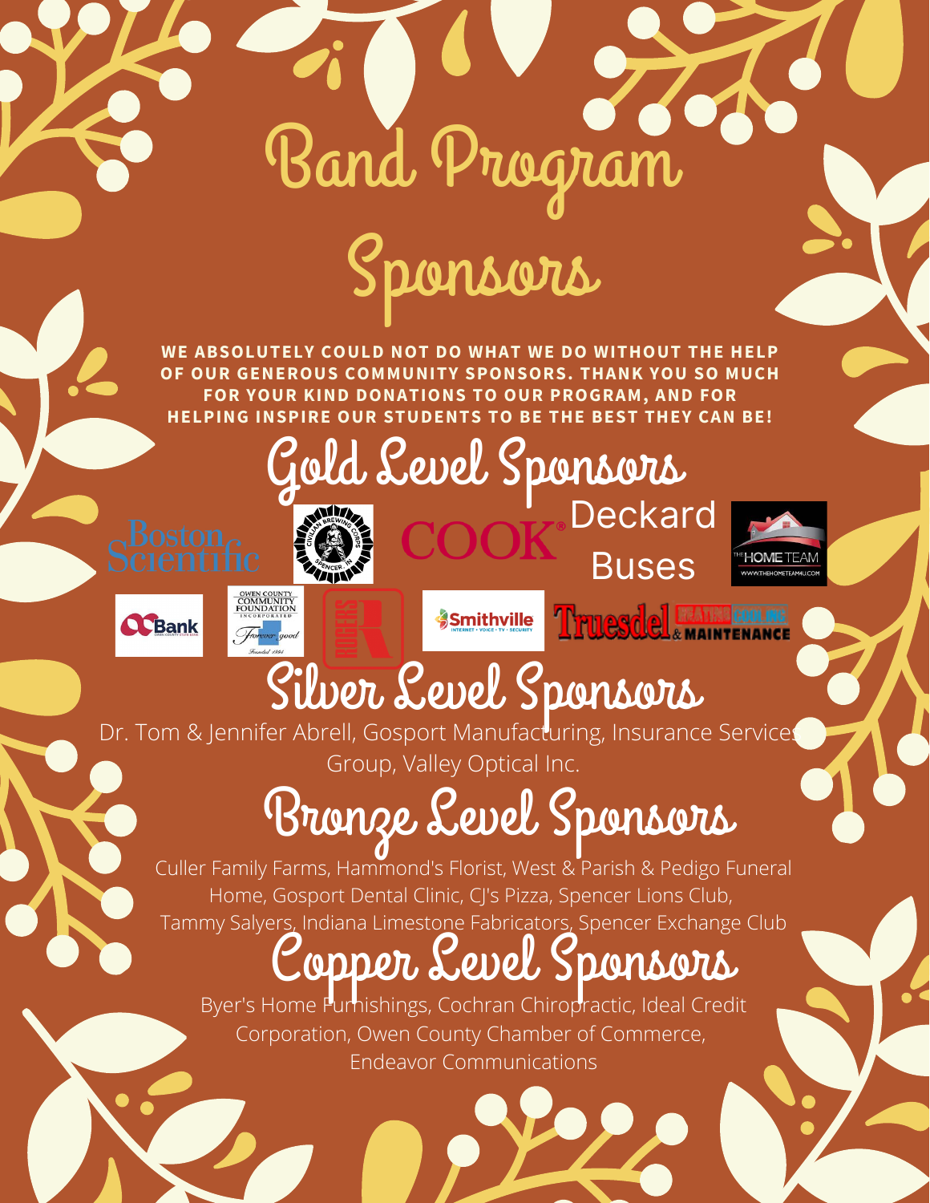# Band Program Sponsors

**WE ABSOLUTELY COULD NOT DO WHAT WE DO WITHOUT THE HELP OF OUR GENEROUS COMMUNITY SPONSORS. THANK YOU SO MUCH FOR YOUR KIND DONATIONS TO OUR PROGRAM, AND FOR HELPING INSPIRE OUR STUDENTS TO BE THE BEST THEY CAN BE!**

## Gold Level Sponsors

Boston Scientific

Civilian Brewing Corps – Spencer, IN

COOK®

Deckard Buses

The Home Team – WWW.THEHOMETEAMHU.COM

OC Bank – Owen County State Bank

Owen County Community Foundation Incorporated – Forever good – Founded 1994

Rogers

Smithville – Internet • Voice • TV • Security

Truesdel Heating Cooling Inc & Maintenance

## Silver Level Sponsors

Dr. Tom & Jennifer Abrell, Gosport Manufacturing, Insurance Services Group, Valley Optical Inc.

## Bronze Level Sponsors

Culler Family Farms, Hammond's Florist, West & Parish & Pedigo Funeral Home, Gosport Dental Clinic, CJ's Pizza, Spencer Lions Club, Tammy Salyers, Indiana Limestone Fabricators, Spencer Exchange Club

## Copper Level Sponsors

Byer's Home Furnishings, Cochran Chiropractic, Ideal Credit Corporation, Owen County Chamber of Commerce, Endeavor Communications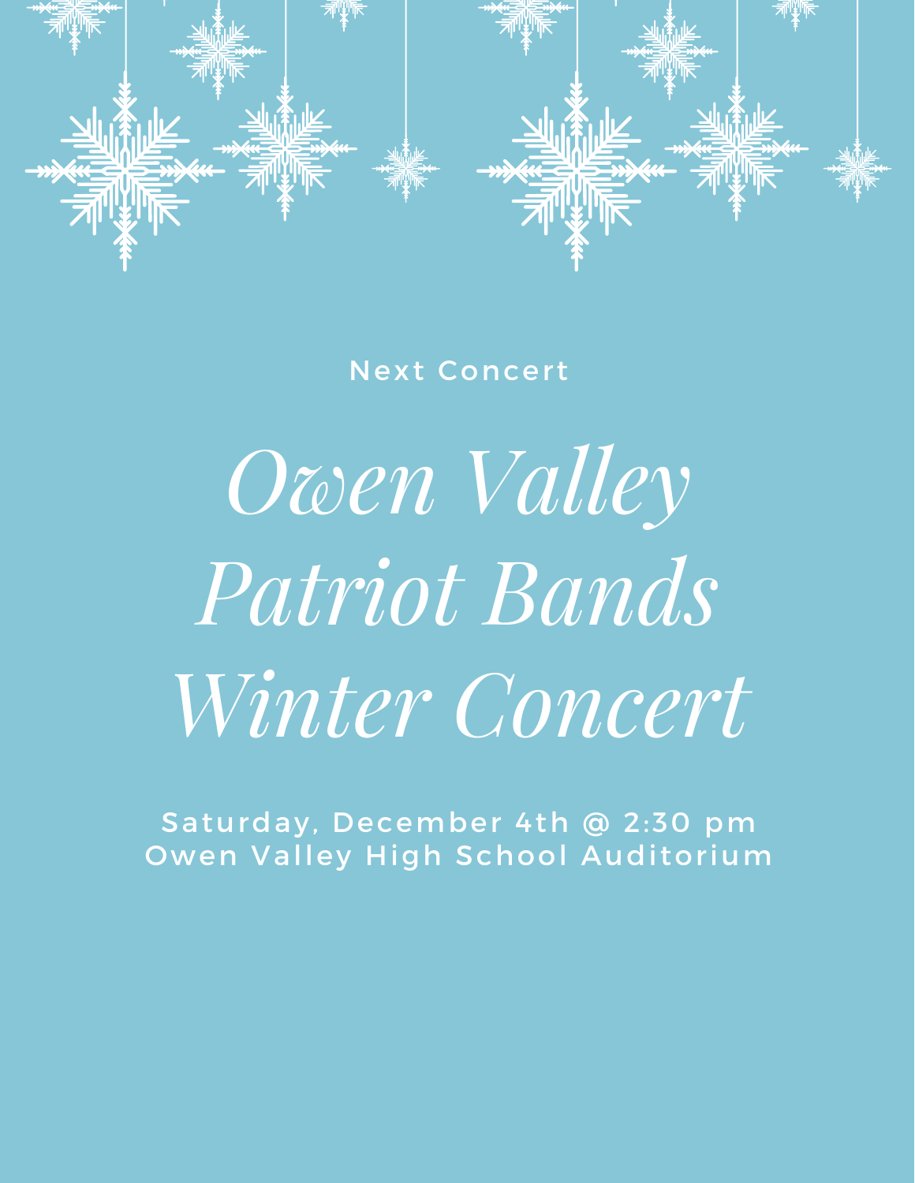Next Concert

# *Owen Valley Patriot Bands Winter Concert*

Saturday, December 4th @ 2:30 pm
Owen Valley High School Auditorium